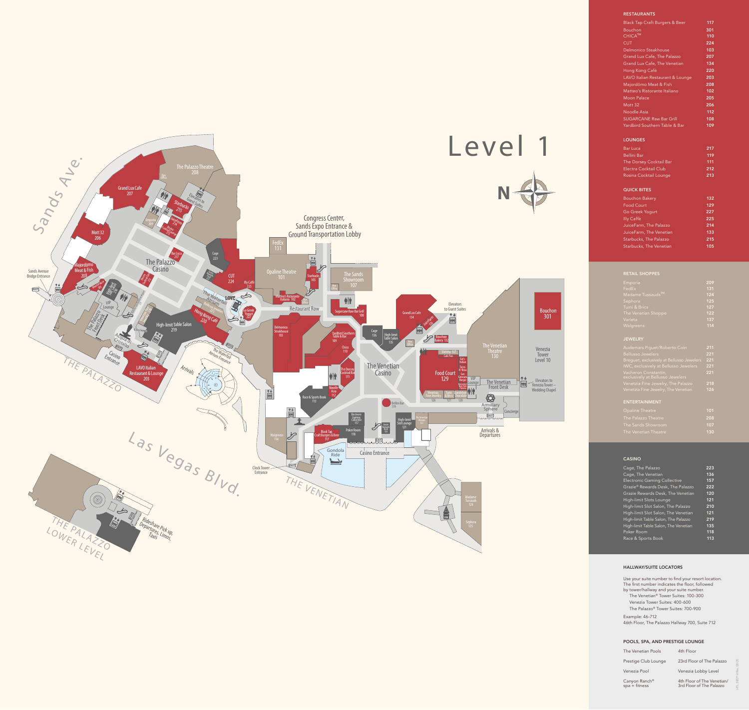# Level 1

## RESTAURANTS

| | |
|---|---|
| Black Tap Craft Burgers & Beer | 117 |
| Bouchon | 301 |
| CHICA™ | 110 |
| CUT | 224 |
| Delmonico Steakhouse | 103 |
| Grand Lux Cafe, The Palazzo | 207 |
| Grand Lux Cafe, The Venetian | 134 |
| Hong Kong Café | 220 |
| LAVO Italian Restaurant & Lounge | 203 |
| Majordōmo Meat & Fish | 208 |
| Matteo's Ristorante Italiano | 102 |
| Moon Palace | 205 |
| Mott 32 | 206 |
| Noodle Asia | 112 |
| SUGARCANE Raw Bar Grill | 108 |
| Yardbird Southern Table & Bar | 109 |

## LOUNGES

| | |
|---|---|
| Bar Luca | 217 |
| Bellini Bar | 119 |
| The Dorsey Cocktail Bar | 111 |
| Electra Cocktail Club | 212 |
| Rosina Cocktail Lounge | 213 |

## QUICK BITES

| | |
|---|---|
| Bouchon Bakery | 132 |
| Food Court | 129 |
| Go Greek Yogurt | 227 |
| Illy Caffè | 225 |
| JuiceFarm, The Palazzo | 214 |
| JuiceFarm, The Venetian | 133 |
| Starbucks, The Palazzo | 215 |
| Starbucks, The Venetian | 105 |

## RETAIL SHOPPES

| | |
|---|---|
| Emporia | 209 |
| FedEx | 131 |
| Madame Tussauds™ | 124 |
| Sephora | 125 |
| Tumi & Brics | 127 |
| The Venetian Shoppe | 122 |
| Varieta | 137 |
| Walgreens | 114 |

## JEWELRY

| | |
|---|---|
| Audemars Piguet/Roberto Coin | 211 |
| Bellusso Jewelers | 221 |
| Breguet, exclusively at Bellusso Jewelers | 221 |
| IWC, exclusively at Bellusso Jewelers | 221 |
| Vacheron Constantin, exclusively at Bellusso Jewelers | 221 |
| Venetzia Fine Jewelry, The Palazzo | 218 |
| Venetzia Fine Jewelry, The Venetian | 126 |

## ENTERTAINMENT

| | |
|---|---|
| Opaline Theatre | 101 |
| The Palazzo Theatre | 208 |
| The Sands Showroom | 107 |
| The Venetian Theatre | 130 |

## CASINO

| | |
|---|---|
| Cage, The Palazzo | 223 |
| Cage, The Venetian | 136 |
| Electronic Gaming Collective | 157 |
| Grazie® Rewards Desk, The Palazzo | 222 |
| Grazie Rewards Desk, The Venetian | 120 |
| High-limit Slots Lounge | 121 |
| High-limit Slot Salon, The Palazzo | 210 |
| High-limit Slot Salon, The Venetian | 121 |
| High-limit Table Salon, The Palazzo | 219 |
| High-limit Table Salon, The Venetian | 135 |
| Poker Room | 118 |
| Race & Sports Book | 113 |

## HALLWAY/SUITE LOCATORS

Use your suite number to find your resort location. The first number indicates the floor, followed by tower/hallway and your suite number.

- The Venetian® Tower Suites: 100-300
- Venezia Tower Suites: 400-600
- The Palazzo® Tower Suites: 700-900

Example: 46-712
46th Floor, The Palazzo Hallway 700, Suite 712

## POOLS, SPA, AND PRESTIGE LOUNGE

| | |
|---|---|
| The Venetian Pools | 4th Floor |
| Prestige Club Lounge | 23rd Floor of The Palazzo |
| Venezia Pool | Venezia Lobby Level |
| Canyon Ranch® spa + fitness | 4th Floor of The Venetian/ 3rd Floor of The Palazzo |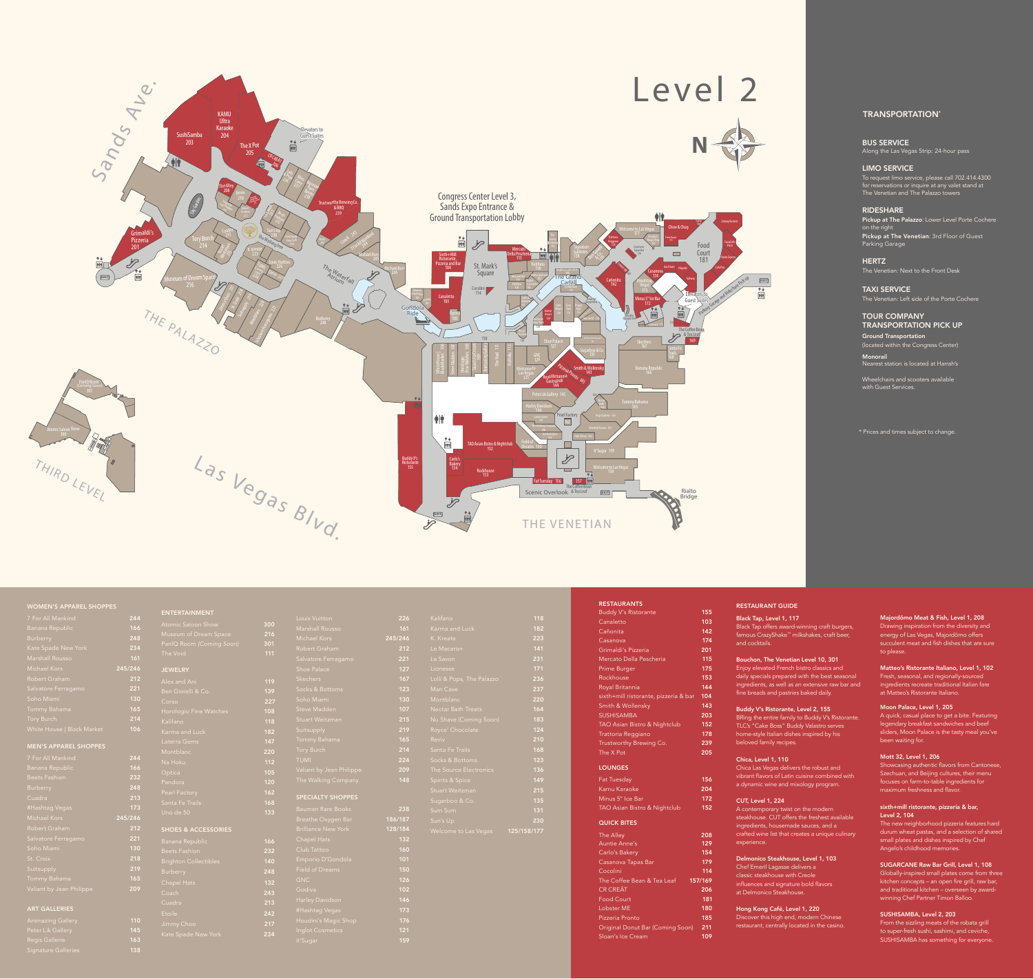# Level 2

## TRANSPORTATION*

**BUS SERVICE**
Along the Las Vegas Strip: 24-hour pass

**LIMO SERVICE**
To request limo service, please call 702.414.4300 for reservations or inquire at any valet stand at The Venetian and The Palazzo towers

**RIDESHARE**
**Pickup at The Palazzo**: Lower Level Porte Cochere on the right
**Pickup at The Venetian**: 3rd Floor of Guest Parking Garage

**HERTZ**
The Venetian: Next to the Front Desk

**TAXI SERVICE**
The Venetian: Left side of the Porte Cochere

**TOUR COMPANY TRANSPORTATION PICK UP**
**Ground Transportation**
(located within the Congress Center)

**Monorail**
Nearest station is located at Harrah's

Wheelchairs and scooters available with Guest Services.

* Prices and times subject to change.

### WOMEN'S APPAREL SHOPPES

| | |
|---|---|
| 7 For All Mankind | 244 |
| Banana Republic | 166 |
| Burberry | 248 |
| Kate Spade New York | 234 |
| Marshall Rousso | 161 |
| Michael Kors | 245/246 |
| Robert Graham | 212 |
| Salvatore Ferragamo | 221 |
| Soho Miami | 130 |
| Tommy Bahama | 165 |
| Tory Burch | 214 |
| White House Black Market | 106 |

### MEN'S APPAREL SHOPPES

| | |
|---|---|
| 7 For All Mankind | 244 |
| Banana Republic | 166 |
| Beets Fashion | 232 |
| Burberry | 248 |
| Cuadra | 213 |
| #Hashtag Vegas | 173 |
| Michael Kors | 245/246 |
| Robert Graham | 212 |
| Salvatore Ferragamo | 221 |
| Soho Miami | 130 |
| St. Croix | 218 |
| Suitsupply | 219 |
| Tommy Bahama | 165 |
| Valiant by Jean Philippe | 209 |

### ART GALLERIES

| | |
|---|---|
| Animazing Gallery | 110 |
| Peter Lik Gallery | 145 |
| Regis Gallerie | 163 |
| Signature Galleries | 138 |

### ENTERTAINMENT

| | |
|---|---|
| Atomic Saloon Show | 300 |
| Museum of Dream Space | 216 |
| PanIQ Room *(Coming Soon)* | 301 |
| The Void | 111 |

### JEWELRY

| | |
|---|---|
| Alex and Ani | 119 |
| Ben Gioielli & Co. | 139 |
| Corso | 227 |
| Horologio Fine Watches | 108 |
| Kalifano | 118 |
| Karma and Luck | 182 |
| Laterra Gems | 147 |
| Montblanc | 220 |
| Na Hoku | 112 |
| Optica | 105 |
| Pandora | 120 |
| Pearl Factory | 162 |
| Santa Fe Trails | 168 |
| Uno de 50 | 133 |

### SHOES & ACCESSORIES

| | |
|---|---|
| Banana Republic | 166 |
| Beets Fashion | 232 |
| Brighton Collectibles | 140 |
| Burberry | 248 |
| Chapel Hats | 132 |
| Coach | 243 |
| Cuadra | 213 |
| Etoile | 242 |
| Jimmy Choo | 217 |
| Kate Spade New York | 234 |
| Louis Vuitton | 226 |
| Marshall Rousso | 161 |
| Michael Kors | 245/246 |
| Robert Graham | 212 |
| Salvatore Ferragamo | 221 |
| Shoe Palace | 127 |
| Skechers | 167 |
| Socks & Bottoms | 123 |
| Soho Miami | 130 |
| Steve Madden | 107 |
| Stuart Weitzman | 215 |
| Suitsupply | 219 |
| Tommy Bahama | 165 |
| Tory Burch | 214 |
| TUMI | 224 |
| Valiant by Jean Philippe | 209 |
| The Walking Company | 148 |

### SPECIALTY SHOPPES

| | |
|---|---|
| Bauman Rare Books | 238 |
| Breathe Oxygen Bar | 186/187 |
| Brilliance New York | 128/184 |
| Chapel Hats | 132 |
| Club Tattoo | 160 |
| Emporio D'Gondola | 101 |
| Field of Dreams | 150 |
| GNC | 126 |
| Godiva | 102 |
| Harley Davidson | 146 |
| #Hashtag Vegas | 173 |
| Houdini's Magic Shop | 176 |
| Inglot Cosmetics | 121 |
| It'Sugar | 159 |
| Kalifano | 118 |
| Karma and Luck | 182 |
| K. Kreate | 223 |
| Le Macaron | 141 |
| Le Savon | 231 |
| Lionesse | 171 |
| Lolli & Pops, The Palazzo | 236 |
| Man Cave | 237 |
| Montblanc | 220 |
| Nectar Bath Treats | 164 |
| Nu Shave (Coming Soon) | 183 |
| Royce' Chocolate | 124 |
| Reviv | 210 |
| Santa Fe Trails | 168 |
| Socks & Bottoms | 123 |
| The Source Electronics | 136 |
| Spirits & Spice | 149 |
| Stuart Weitzman | 215 |
| Sugarboo & Co. | 135 |
| Sum Sum | 131 |
| Sun's Up | 230 |
| Welcome to Las Vegas | 125/158/177 |

### RESTAURANTS

| | |
|---|---|
| Buddy V's Ristorante | 155 |
| Canaletto | 103 |
| Cañonita | 142 |
| Casanova | 174 |
| Grimaldi's Pizzeria | 201 |
| Mercato Della Pescheria | 115 |
| Prime Burger | 175 |
| Rockhouse | 153 |
| Royal Britannia | 144 |
| sixth+mill ristorante, pizzeria & bar | 104 |
| Smith & Wollensky | 143 |
| SUSHISAMBA | 203 |
| TAO Asian Bistro & Nightclub | 152 |
| Trattoria Reggiano | 178 |
| Trustworthy Brewing Co. | 239 |
| The X Pot | 205 |

### LOUNGES

| | |
|---|---|
| Fat Tuesday | 156 |
| Kamu Karaoke | 204 |
| Minus 5° Ice Bar | 172 |
| TAO Asian Bistro & Nightclub | 152 |

### QUICK BITES

| | |
|---|---|
| The Alley | 208 |
| Auntie Anne's | 129 |
| Carlo's Bakery | 154 |
| Casanova Tapas Bar | 179 |
| Cocolini | 114 |
| The Coffee Bean & Tea Leaf | 157/169 |
| CR CREAT | 206 |
| Food Court | 181 |
| Lobster ME | 180 |
| Pizzeria Pronto | 185 |
| Original Donut Bar (Coming Soon) | 211 |
| Sloan's Ice Cream | 109 |

### RESTAURANT GUIDE

**Black Tap, Level 1, 117**
Black Tap offers award-winning craft burgers, famous CrazyShake™ milkshakes, craft beer, and cocktails.

**Bouchon, The Venetian Level 10, 301**
Enjoy elevated French bistro classics and daily specials prepared with the best seasonal ingredients, as well as an extensive raw bar and fine breads and pastries baked daily.

**Buddy V's Ristorante, Level 2, 155**
BRing the entire family to Buddy V's Ristorante. TLC's "Cake Boss" Buddy Valastro serves home-style Italian dishes inspired by his beloved family recipes.

**Chica, Level 1, 110**
Chica Las Vegas delivers the robust and vibrant flavors of Latin cuisine combined with a dynamic wine and mixology program.

**CUT, Level 1, 224**
A contemporary twist on the modern steakhouse. CUT offers the freshest available ingredients, housemade sauces, and a crafted wine list that creates a unique culinary experience.

**Delmonico Steakhouse, Level 1, 103**
Chef Emeril Lagasse delivers a classic steakhouse with Creole influences and signature bold flavors at Delmonico Steakhouse.

**Hong Kong Café, Level 1, 220**
Discover this high end, modern Chinese restaurant, centrally located in the casino.

**Majordōmo Meat & Fish, Level 1, 208**
Drawing inspiration from the diversity and energy of Las Vegas, Majordōmo offers succulent meat and fish dishes that are sure to please.

**Matteo's Ristorante Italiano, Level 1, 102**
Fresh, seasonal, and regionally-sourced ingredients recreate traditional Italian fare at Matteo's Ristorante Italiano.

**Moon Palace, Level 1, 205**
A quick, casual place to get a bite. Featuring legendary breakfast sandwiches and beef sliders, Moon Palace is the tasty meal you've been waiting for.

**Mott 32, Level 1, 206**
Showcasing authentic flavors from Cantonese, Szechuan, and Beijing cultures, their menu focuses on farm-to-table ingredients for maximum freshness and flavor.

**sixth+mill ristorante, pizzeria & bar, Level 2, 104**
The new neighborhood pizzeria features hard durum wheat pastas, and a selection of shared small plates and dishes inspired by Chef Angelo's childhood memories.

**SUGARCANE Raw Bar Grill, Level 1, 108**
Globally-inspired small plates come from three kitchen concepts – an open fire grill, raw bar, and traditional kitchen – overseen by award-winning Chef Partner Timon Balloo.

**SUSHISAMBA, Level 2, 203**
From the sizzling meats of the robata grill to super-fresh sushi, sashimi, and ceviche, SUSHISAMBA has something for everyone.